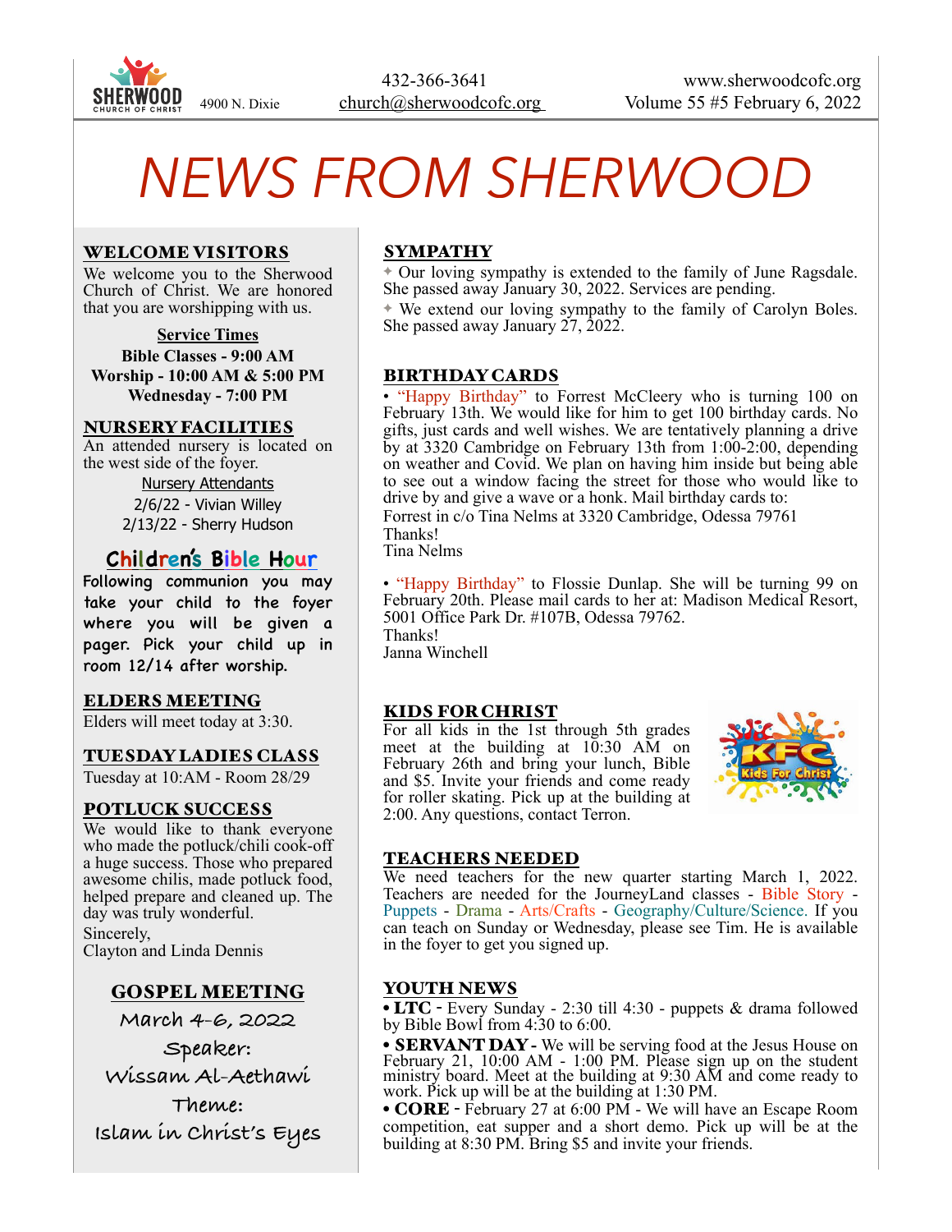SHERWOOD CHURCH OF CHRIST 4900 N. Dixie

432-366-3641
church@sherwoodcofc.org

www.sherwoodcofc.org
Volume 55 #5 February 6, 2022

# NEWS FROM SHERWOOD

## WELCOME VISITORS

We welcome you to the Sherwood Church of Christ. We are honored that you are worshipping with us.

**Service Times**
**Bible Classes - 9:00 AM**
**Worship - 10:00 AM & 5:00 PM**
**Wednesday - 7:00 PM**

## NURSERY FACILITIES

An attended nursery is located on the west side of the foyer.

Nursery Attendants
2/6/22 - Vivian Willey
2/13/22 - Sherry Hudson

## Children's Bible Hour

Following communion you may take your child to the foyer where you will be given a pager. Pick your child up in room 12/14 after worship.

## ELDERS MEETING

Elders will meet today at 3:30.

## TUESDAY LADIES CLASS

Tuesday at 10:AM - Room 28/29

## POTLUCK SUCCESS

We would like to thank everyone who made the potluck/chili cook-off a huge success. Those who prepared awesome chilis, made potluck food, helped prepare and cleaned up. The day was truly wonderful.

Sincerely,
Clayton and Linda Dennis

## GOSPEL MEETING

March 4-6, 2022
Speaker:
Wissam Al-Aethawi
Theme:
Islam in Christ's Eyes

## SYMPATHY

✦ Our loving sympathy is extended to the family of June Ragsdale. She passed away January 30, 2022. Services are pending.

✦ We extend our loving sympathy to the family of Carolyn Boles. She passed away January 27, 2022.

## BIRTHDAY CARDS

• "Happy Birthday" to Forrest McCleery who is turning 100 on February 13th. We would like for him to get 100 birthday cards. No gifts, just cards and well wishes. We are tentatively planning a drive by at 3320 Cambridge on February 13th from 1:00-2:00, depending on weather and Covid. We plan on having him inside but being able to see out a window facing the street for those who would like to drive by and give a wave or a honk. Mail birthday cards to:
Forrest in c/o Tina Nelms at 3320 Cambridge, Odessa 79761
Thanks!
Tina Nelms

• "Happy Birthday" to Flossie Dunlap. She will be turning 99 on February 20th. Please mail cards to her at: Madison Medical Resort, 5001 Office Park Dr. #107B, Odessa 79762.
Thanks!
Janna Winchell

## KIDS FOR CHRIST

For all kids in the 1st through 5th grades meet at the building at 10:30 AM on February 26th and bring your lunch, Bible and $5. Invite your friends and come ready for roller skating. Pick up at the building at 2:00. Any questions, contact Terron.

## TEACHERS NEEDED

We need teachers for the new quarter starting March 1, 2022. Teachers are needed for the JourneyLand classes - Bible Story - Puppets - Drama - Arts/Crafts - Geography/Culture/Science. If you can teach on Sunday or Wednesday, please see Tim. He is available in the foyer to get you signed up.

## YOUTH NEWS

• **LTC** - Every Sunday - 2:30 till 4:30 - puppets & drama followed by Bible Bowl from 4:30 to 6:00.

• **SERVANT DAY** - We will be serving food at the Jesus House on February 21, 10:00 AM - 1:00 PM. Please sign up on the student ministry board. Meet at the building at 9:30 AM and come ready to work. Pick up will be at the building at 1:30 PM.

• **CORE** - February 27 at 6:00 PM - We will have an Escape Room competition, eat supper and a short demo. Pick up will be at the building at 8:30 PM. Bring $5 and invite your friends.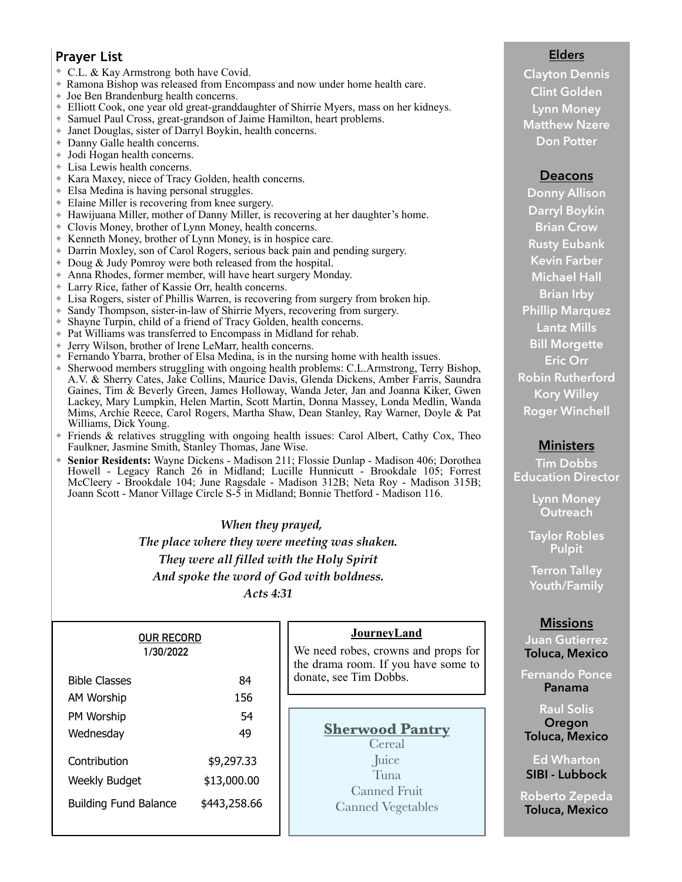## Prayer List

- C.L. & Kay Armstrong both have Covid.
- Ramona Bishop was released from Encompass and now under home health care.
- Joe Ben Brandenburg health concerns.
- Elliott Cook, one year old great-granddaughter of Shirrie Myers, mass on her kidneys.
- Samuel Paul Cross, great-grandson of Jaime Hamilton, heart problems.
- Janet Douglas, sister of Darryl Boykin, health concerns.
- Danny Galle health concerns.
- Jodi Hogan health concerns.
- Lisa Lewis health concerns.
- Kara Maxey, niece of Tracy Golden, health concerns.
- Elsa Medina is having personal struggles.
- Elaine Miller is recovering from knee surgery.
- Hawijuana Miller, mother of Danny Miller, is recovering at her daughter's home.
- Clovis Money, brother of Lynn Money, health concerns.
- Kenneth Money, brother of Lynn Money, is in hospice care.
- Darrin Moxley, son of Carol Rogers, serious back pain and pending surgery.
- Doug & Judy Pomroy were both released from the hospital.
- Anna Rhodes, former member, will have heart surgery Monday.
- Larry Rice, father of Kassie Orr, health concerns.
- Lisa Rogers, sister of Phillis Warren, is recovering from surgery from broken hip.
- Sandy Thompson, sister-in-law of Shirrie Myers, recovering from surgery.
- Shayne Turpin, child of a friend of Tracy Golden, health concerns.
- Pat Williams was transferred to Encompass in Midland for rehab.
- Jerry Wilson, brother of Irene LeMarr, health concerns.
- Fernando Ybarra, brother of Elsa Medina, is in the nursing home with health issues.
- Sherwood members struggling with ongoing health problems: C.L.Armstrong, Terry Bishop, A.V. & Sherry Cates, Jake Collins, Maurice Davis, Glenda Dickens, Amber Farris, Saundra Gaines, Tim & Beverly Green, James Holloway, Wanda Jeter, Jan and Joanna Kiker, Gwen Lackey, Mary Lumpkin, Helen Martin, Scott Martin, Donna Massey, Londa Medlin, Wanda Mims, Archie Reece, Carol Rogers, Martha Shaw, Dean Stanley, Ray Warner, Doyle & Pat Williams, Dick Young.
- Friends & relatives struggling with ongoing health issues: Carol Albert, Cathy Cox, Theo Faulkner, Jasmine Smith, Stanley Thomas, Jane Wise.
- **Senior Residents:** Wayne Dickens - Madison 211; Flossie Dunlap - Madison 406; Dorothea Howell - Legacy Ranch 26 in Midland; Lucille Hunnicutt - Brookdale 105; Forrest McCleery - Brookdale 104; June Ragsdale - Madison 312B; Neta Roy - Madison 315B; Joann Scott - Manor Village Circle S-5 in Midland; Bonnie Thetford - Madison 116.

*When they prayed,*
*The place where they were meeting was shaken.*
*They were all filled with the Holy Spirit*
*And spoke the word of God with boldness.*
*Acts 4:31*

**OUR RECORD**
**1/30/2022**

| | |
|---|---|
| Bible Classes | 84 |
| AM Worship | 156 |
| PM Worship | 54 |
| Wednesday | 49 |
| Contribution | $9,297.33 |
| Weekly Budget | $13,000.00 |
| Building Fund Balance | $443,258.66 |

**JourneyLand**

We need robes, crowns and props for the drama room. If you have some to donate, see Tim Dobbs.

**Sherwood Pantry**

Cereal
Juice
Tuna
Canned Fruit
Canned Vegetables

### Elders

Clayton Dennis
Clint Golden
Lynn Money
Matthew Nzere
Don Potter

### Deacons

Donny Allison
Darryl Boykin
Brian Crow
Rusty Eubank
Kevin Farber
Michael Hall
Brian Irby
Phillip Marquez
Lantz Mills
Bill Morgette
Eric Orr
Robin Rutherford
Kory Willey
Roger Winchell

### Ministers

Tim Dobbs
Education Director

Lynn Money
Outreach

Taylor Robles
Pulpit

Terron Talley
Youth/Family

### Missions

Juan Gutierrez
Toluca, Mexico

Fernando Ponce
Panama

Raul Solis
Oregon
Toluca, Mexico

Ed Wharton
SIBI - Lubbock

Roberto Zepeda
Toluca, Mexico